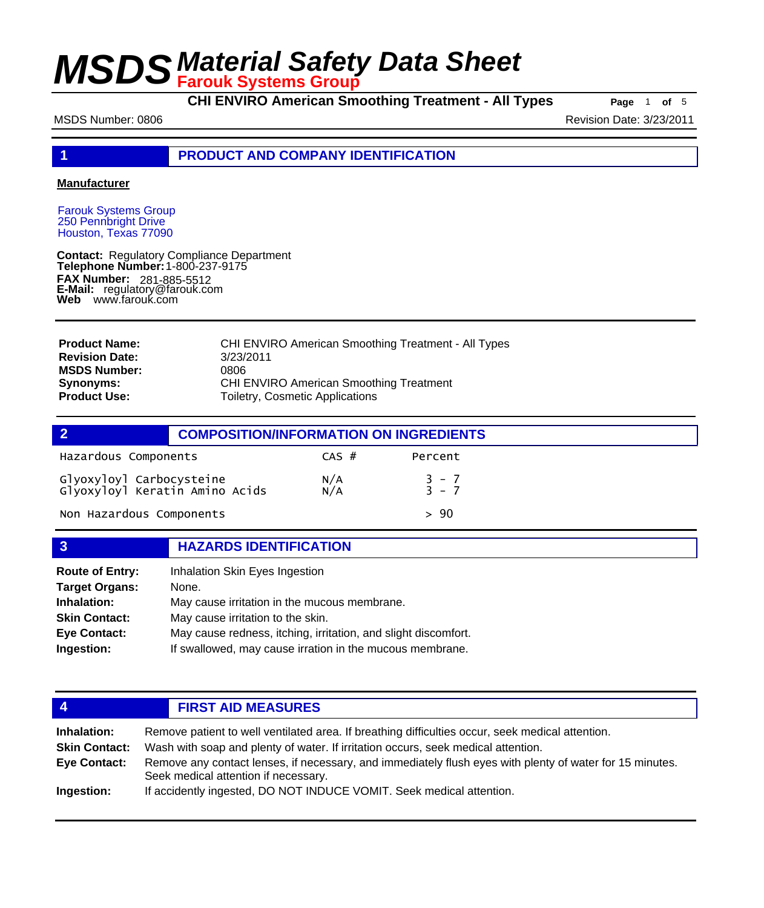# MSDS Material Safety Data Sheet

**Farouk Systems Group**

**CHI ENVIRO American Smoothing Treatment - All Types**

MSDS Number: 0806

Revision Date: 3/23/2011

## 1 PRODUCT AND COMPANY IDENTIFICATION

**Manufacturer**

Farouk Systems Group
250 Pennbright Drive
Houston, Texas 77090

**Contact:** Regulatory Compliance Department
**Telephone Number:** 1-800-237-9175
**FAX Number:** 281-885-5512
**E-Mail:** regulatory@farouk.com
**Web** www.farouk.com

| | |
|---|---|
| **Product Name:** | CHI ENVIRO American Smoothing Treatment - All Types |
| **Revision Date:** | 3/23/2011 |
| **MSDS Number:** | 0806 |
| **Synonyms:** | CHI ENVIRO American Smoothing Treatment |
| **Product Use:** | Toiletry, Cosmetic Applications |

## 2 COMPOSITION/INFORMATION ON INGREDIENTS

| Hazardous Components | CAS # | Percent |
|---|---|---|
| Glyoxyloyl Carbocysteine | N/A | 3 - 7 |
| Glyoxyloyl Keratin Amino Acids | N/A | 3 - 7 |
| Non Hazardous Components | | > 90 |

## 3 HAZARDS IDENTIFICATION

| | |
|---|---|
| **Route of Entry:** | Inhalation Skin Eyes Ingestion |
| **Target Organs:** | None. |
| **Inhalation:** | May cause irritation in the mucous membrane. |
| **Skin Contact:** | May cause irritation to the skin. |
| **Eye Contact:** | May cause redness, itching, irritation, and slight discomfort. |
| **Ingestion:** | If swallowed, may cause irration in the mucous membrane. |

## 4 FIRST AID MEASURES

| | |
|---|---|
| **Inhalation:** | Remove patient to well ventilated area. If breathing difficulties occur, seek medical attention. |
| **Skin Contact:** | Wash with soap and plenty of water. If irritation occurs, seek medical attention. |
| **Eye Contact:** | Remove any contact lenses, if necessary, and immediately flush eyes with plenty of water for 15 minutes. Seek medical attention if necessary. |
| **Ingestion:** | If accidently ingested, DO NOT INDUCE VOMIT. Seek medical attention. |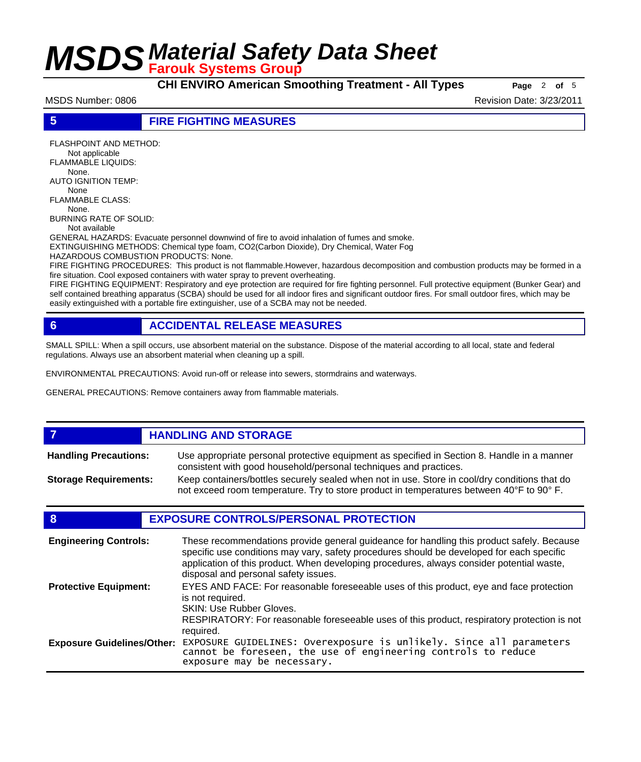## 5 FIRE FIGHTING MEASURES

FLASHPOINT AND METHOD:
Not applicable

FLAMMABLE LIQUIDS:
None.

AUTO IGNITION TEMP:
None

FLAMMABLE CLASS:
None.

BURNING RATE OF SOLID:
Not available

GENERAL HAZARDS: Evacuate personnel downwind of fire to avoid inhalation of fumes and smoke.

EXTINGUISHING METHODS: Chemical type foam, CO2(Carbon Dioxide), Dry Chemical, Water Fog

HAZARDOUS COMBUSTION PRODUCTS: None.

FIRE FIGHTING PROCEDURES: This product is not flammable.However, hazardous decomposition and combustion products may be formed in a fire situation. Cool exposed containers with water spray to prevent overheating.

FIRE FIGHTING EQUIPMENT: Respiratory and eye protection are required for fire fighting personnel. Full protective equipment (Bunker Gear) and self contained breathing apparatus (SCBA) should be used for all indoor fires and significant outdoor fires. For small outdoor fires, which may be easily extinguished with a portable fire extinguisher, use of a SCBA may not be needed.

## 6 ACCIDENTAL RELEASE MEASURES

SMALL SPILL: When a spill occurs, use absorbent material on the substance. Dispose of the material according to all local, state and federal regulations. Always use an absorbent material when cleaning up a spill.

ENVIRONMENTAL PRECAUTIONS: Avoid run-off or release into sewers, stormdrains and waterways.

GENERAL PRECAUTIONS: Remove containers away from flammable materials.

## 7 HANDLING AND STORAGE

**Handling Precautions:** Use appropriate personal protective equipment as specified in Section 8. Handle in a manner consistent with good household/personal techniques and practices.

**Storage Requirements:** Keep containers/bottles securely sealed when not in use. Store in cool/dry conditions that do not exceed room temperature. Try to store product in temperatures between 40°F to 90° F.

## 8 EXPOSURE CONTROLS/PERSONAL PROTECTION

**Engineering Controls:** These recommendations provide general guideance for handling this product safely. Because specific use conditions may vary, safety procedures should be developed for each specific application of this product. When developing procedures, always consider potential waste, disposal and personal safety issues.

**Protective Equipment:** EYES AND FACE: For reasonable foreseeable uses of this product, eye and face protection is not required.
SKIN: Use Rubber Gloves.
RESPIRATORY: For reasonable foreseeable uses of this product, respiratory protection is not required.

**Exposure Guidelines/Other:** EXPOSURE GUIDELINES: Overexposure is unlikely. Since all parameters cannot be foreseen, the use of engineering controls to reduce exposure may be necessary.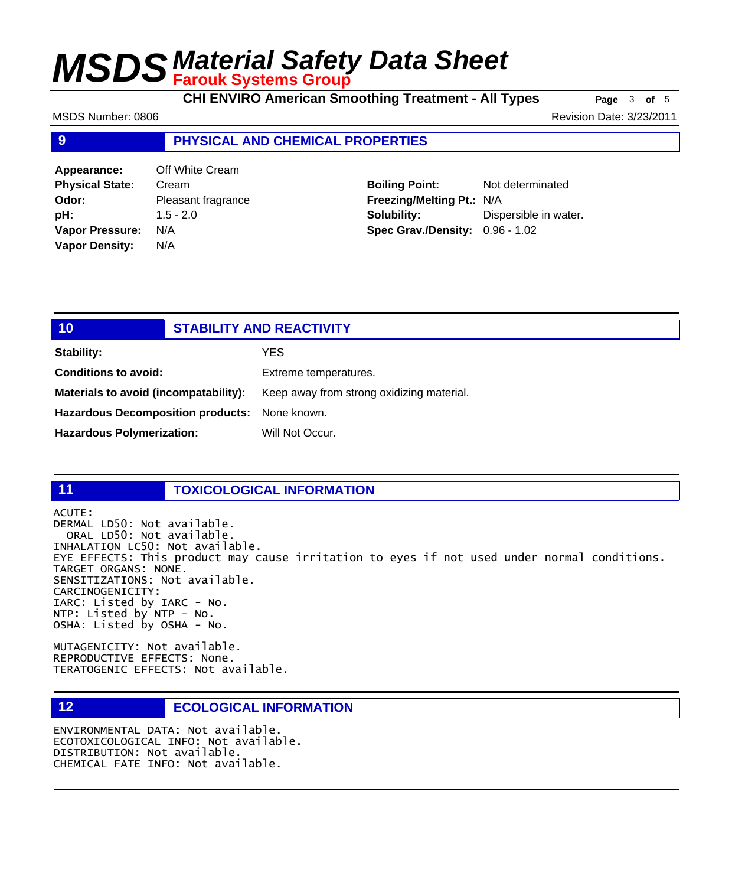## 9 PHYSICAL AND CHEMICAL PROPERTIES

**Appearance:** Off White Cream
**Physical State:** Cream
**Odor:** Pleasant fragrance
**pH:** 1.5 - 2.0
**Vapor Pressure:** N/A
**Vapor Density:** N/A

**Boiling Point:** Not determinated
**Freezing/Melting Pt.:** N/A
**Solubility:** Dispersible in water.
**Spec Grav./Density:** 0.96 - 1.02

## 10 STABILITY AND REACTIVITY

**Stability:** YES

**Conditions to avoid:** Extreme temperatures.

**Materials to avoid (incompatability):** Keep away from strong oxidizing material.

**Hazardous Decomposition products:** None known.

**Hazardous Polymerization:** Will Not Occur.

## 11 TOXICOLOGICAL INFORMATION

ACUTE:
DERMAL LD50: Not available.
ORAL LD50: Not available.
INHALATION LC50: Not available.
EYE EFFECTS: This product may cause irritation to eyes if not used under normal conditions.
TARGET ORGANS: NONE.
SENSITIZATIONS: Not available.
CARCINOGENICITY:
IARC: Listed by IARC - No.
NTP: Listed by NTP - No.
OSHA: Listed by OSHA - No.

MUTAGENICITY: Not available.
REPRODUCTIVE EFFECTS: None.
TERATOGENIC EFFECTS: Not available.

## 12 ECOLOGICAL INFORMATION

ENVIRONMENTAL DATA: Not available.
ECOTOXICOLOGICAL INFO: Not available.
DISTRIBUTION: Not available.
CHEMICAL FATE INFO: Not available.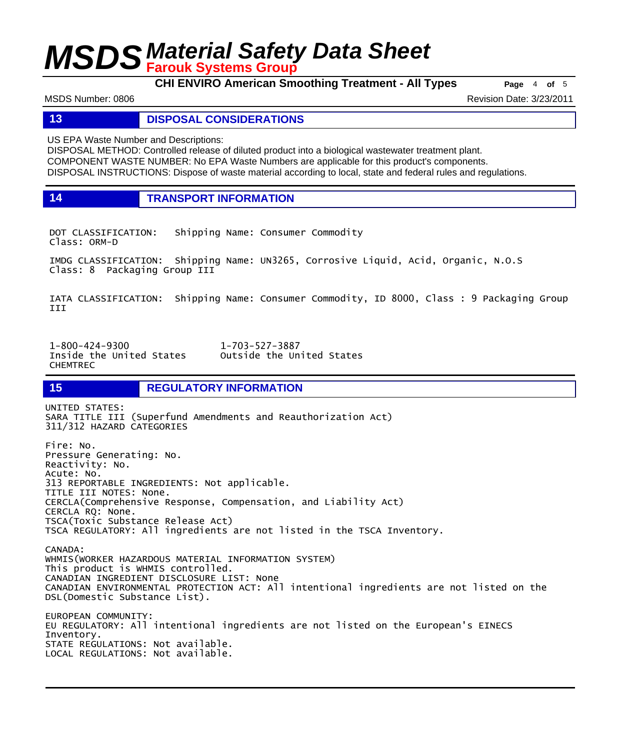## 13 DISPOSAL CONSIDERATIONS

US EPA Waste Number and Descriptions:
DISPOSAL METHOD: Controlled release of diluted product into a biological wastewater treatment plant.
COMPONENT WASTE NUMBER: No EPA Waste Numbers are applicable for this product's components.
DISPOSAL INSTRUCTIONS: Dispose of waste material according to local, state and federal rules and regulations.

## 14 TRANSPORT INFORMATION

DOT CLASSIFICATION: Shipping Name: Consumer Commodity
Class: ORM-D

IMDG CLASSIFICATION: Shipping Name: UN3265, Corrosive Liquid, Acid, Organic, N.O.S
Class: 8 Packaging Group III

IATA CLASSIFICATION: Shipping Name: Consumer Commodity, ID 8000, Class : 9 Packaging Group III

1-800-424-9300 Inside the United States CHEMTREC
1-703-527-3887 Outside the United States

## 15 REGULATORY INFORMATION

UNITED STATES:
SARA TITLE III (Superfund Amendments and Reauthorization Act)
311/312 HAZARD CATEGORIES

Fire: No.
Pressure Generating: No.
Reactivity: No.
Acute: No.
313 REPORTABLE INGREDIENTS: Not applicable.
TITLE III NOTES: None.
CERCLA(Comprehensive Response, Compensation, and Liability Act)
CERCLA RQ: None.
TSCA(Toxic Substance Release Act)
TSCA REGULATORY: All ingredients are not listed in the TSCA Inventory.

CANADA:
WHMIS(WORKER HAZARDOUS MATERIAL INFORMATION SYSTEM)
This product is WHMIS controlled.
CANADIAN INGREDIENT DISCLOSURE LIST: None
CANADIAN ENVIRONMENTAL PROTECTION ACT: All intentional ingredients are not listed on the DSL(Domestic Substance List).

EUROPEAN COMMUNITY:
EU REGULATORY: All intentional ingredients are not listed on the European's EINECS Inventory.
STATE REGULATIONS: Not available.
LOCAL REGULATIONS: Not available.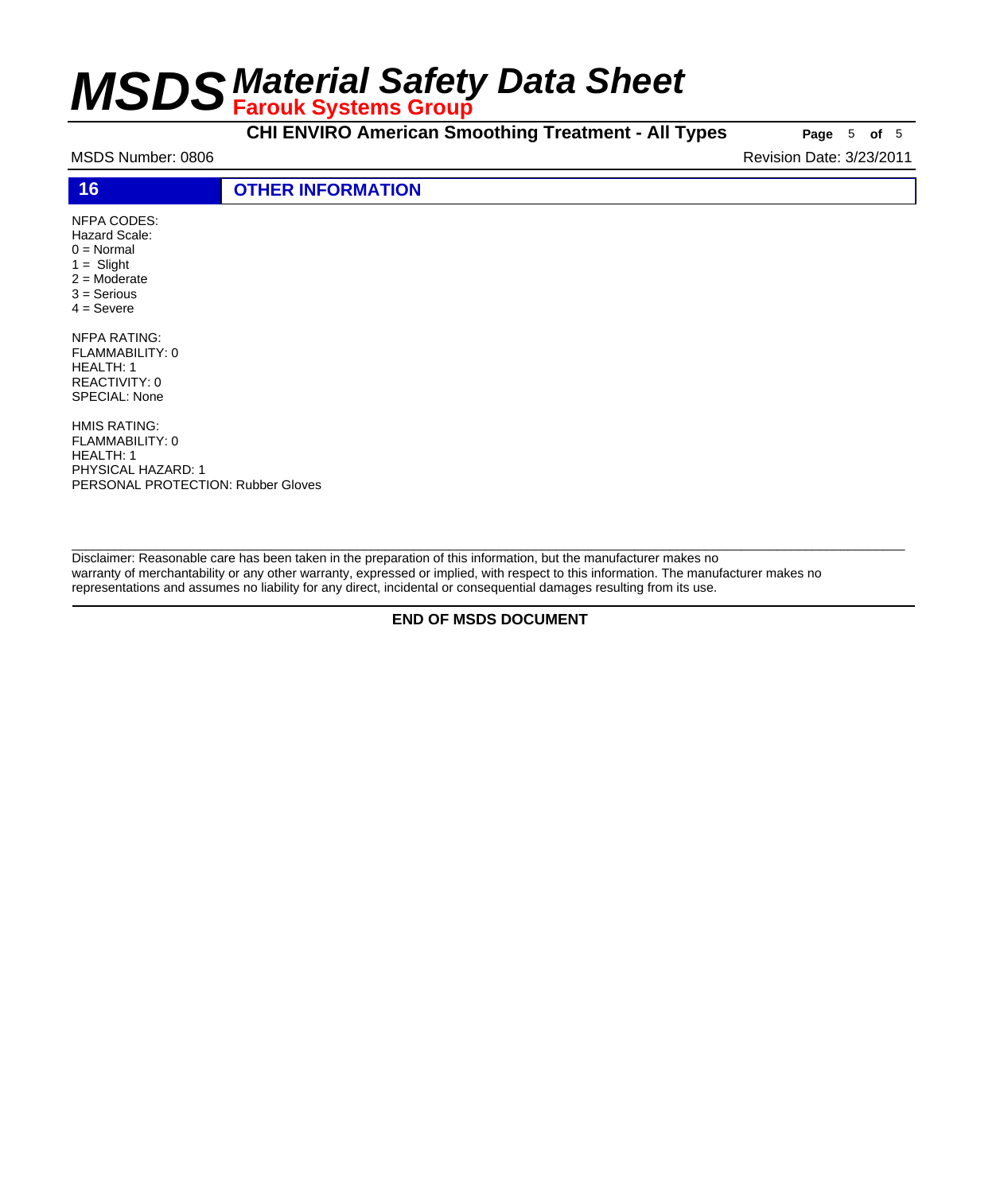## 16 OTHER INFORMATION

NFPA CODES:
Hazard Scale:
0 = Normal
1 = Slight
2 = Moderate
3 = Serious
4 = Severe

NFPA RATING:
FLAMMABILITY: 0
HEALTH: 1
REACTIVITY: 0
SPECIAL: None

HMIS RATING:
FLAMMABILITY: 0
HEALTH: 1
PHYSICAL HAZARD: 1
PERSONAL PROTECTION: Rubber Gloves

---

Disclaimer: Reasonable care has been taken in the preparation of this information, but the manufacturer makes no warranty of merchantability or any other warranty, expressed or implied, with respect to this information. The manufacturer makes no representations and assumes no liability for any direct, incidental or consequential damages resulting from its use.

---

**END OF MSDS DOCUMENT**